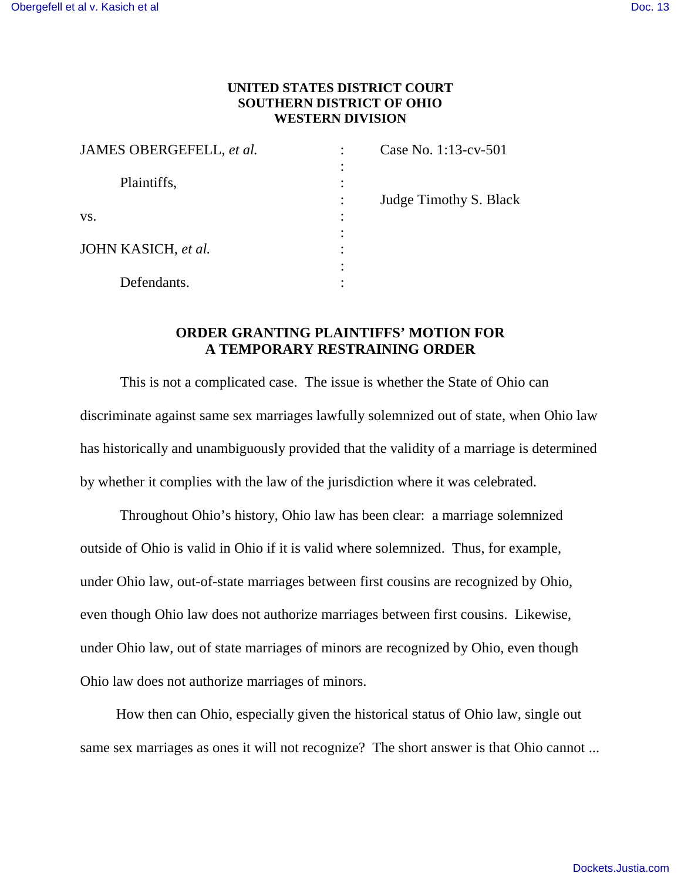**UNITED STATES DISTRICT COURT**
**SOUTHERN DISTRICT OF OHIO**
**WESTERN DIVISION**

| | | |
|---|---|---|
| JAMES OBERGEFELL, *et al.* | : | Case No. 1:13-cv-501 |
| | : | |
| Plaintiffs, | : | |
| | : | Judge Timothy S. Black |
| vs. | : | |
| | : | |
| JOHN KASICH, *et al.* | : | |
| | : | |
| Defendants. | : | |

## ORDER GRANTING PLAINTIFFS' MOTION FOR A TEMPORARY RESTRAINING ORDER

This is not a complicated case. The issue is whether the State of Ohio can discriminate against same sex marriages lawfully solemnized out of state, when Ohio law has historically and unambiguously provided that the validity of a marriage is determined by whether it complies with the law of the jurisdiction where it was celebrated.

Throughout Ohio's history, Ohio law has been clear: a marriage solemnized outside of Ohio is valid in Ohio if it is valid where solemnized. Thus, for example, under Ohio law, out-of-state marriages between first cousins are recognized by Ohio, even though Ohio law does not authorize marriages between first cousins. Likewise, under Ohio law, out of state marriages of minors are recognized by Ohio, even though Ohio law does not authorize marriages of minors.

How then can Ohio, especially given the historical status of Ohio law, single out same sex marriages as ones it will not recognize? The short answer is that Ohio cannot ...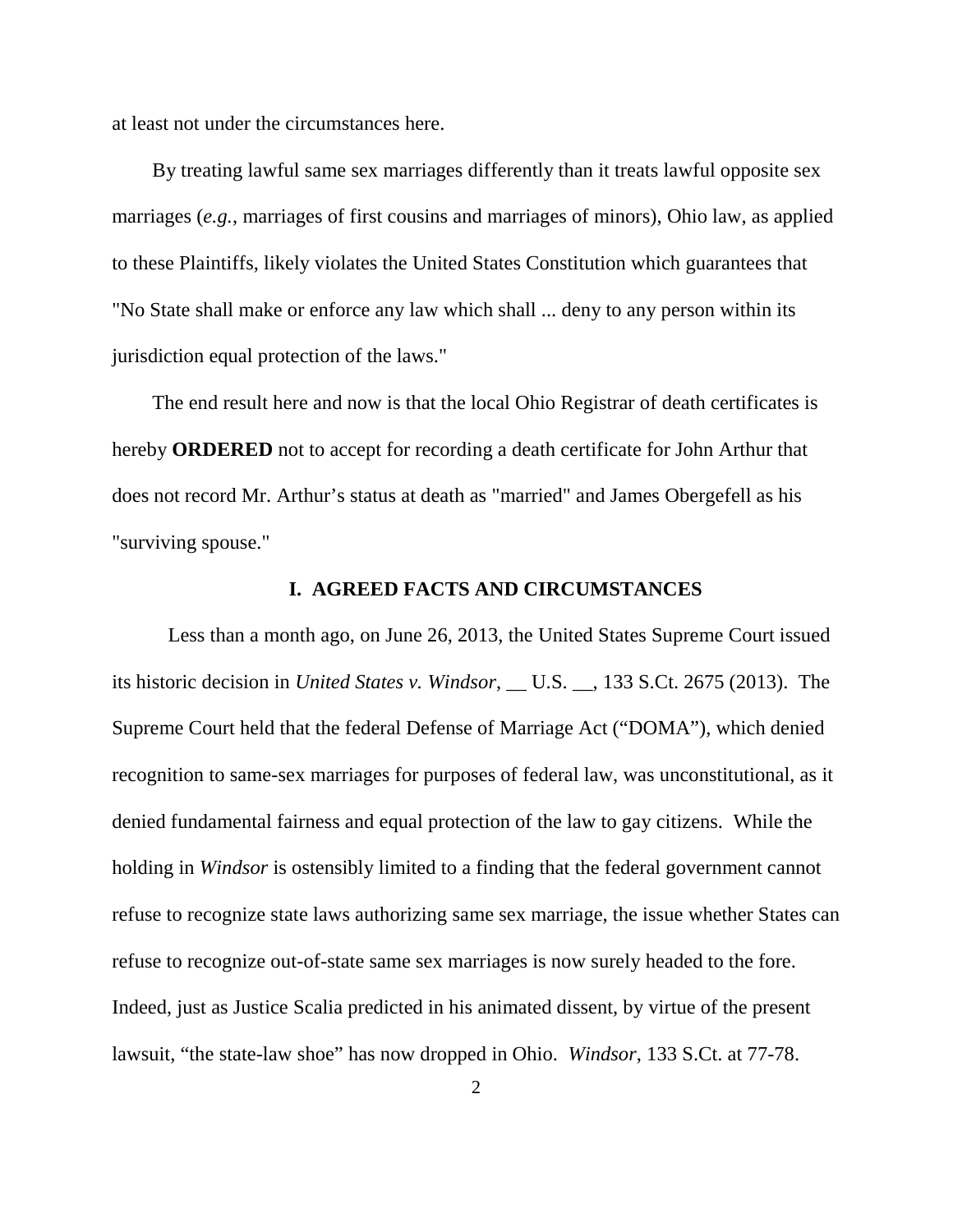at least not under the circumstances here.

By treating lawful same sex marriages differently than it treats lawful opposite sex marriages (*e.g.*, marriages of first cousins and marriages of minors), Ohio law, as applied to these Plaintiffs, likely violates the United States Constitution which guarantees that "No State shall make or enforce any law which shall ... deny to any person within its jurisdiction equal protection of the laws."

The end result here and now is that the local Ohio Registrar of death certificates is hereby **ORDERED** not to accept for recording a death certificate for John Arthur that does not record Mr. Arthur's status at death as "married" and James Obergefell as his "surviving spouse."

## I. AGREED FACTS AND CIRCUMSTANCES

Less than a month ago, on June 26, 2013, the United States Supreme Court issued its historic decision in *United States v. Windsor*, __ U.S. __, 133 S.Ct. 2675 (2013). The Supreme Court held that the federal Defense of Marriage Act ("DOMA"), which denied recognition to same-sex marriages for purposes of federal law, was unconstitutional, as it denied fundamental fairness and equal protection of the law to gay citizens. While the holding in *Windsor* is ostensibly limited to a finding that the federal government cannot refuse to recognize state laws authorizing same sex marriage, the issue whether States can refuse to recognize out-of-state same sex marriages is now surely headed to the fore. Indeed, just as Justice Scalia predicted in his animated dissent, by virtue of the present lawsuit, "the state-law shoe" has now dropped in Ohio. *Windsor*, 133 S.Ct. at 77-78.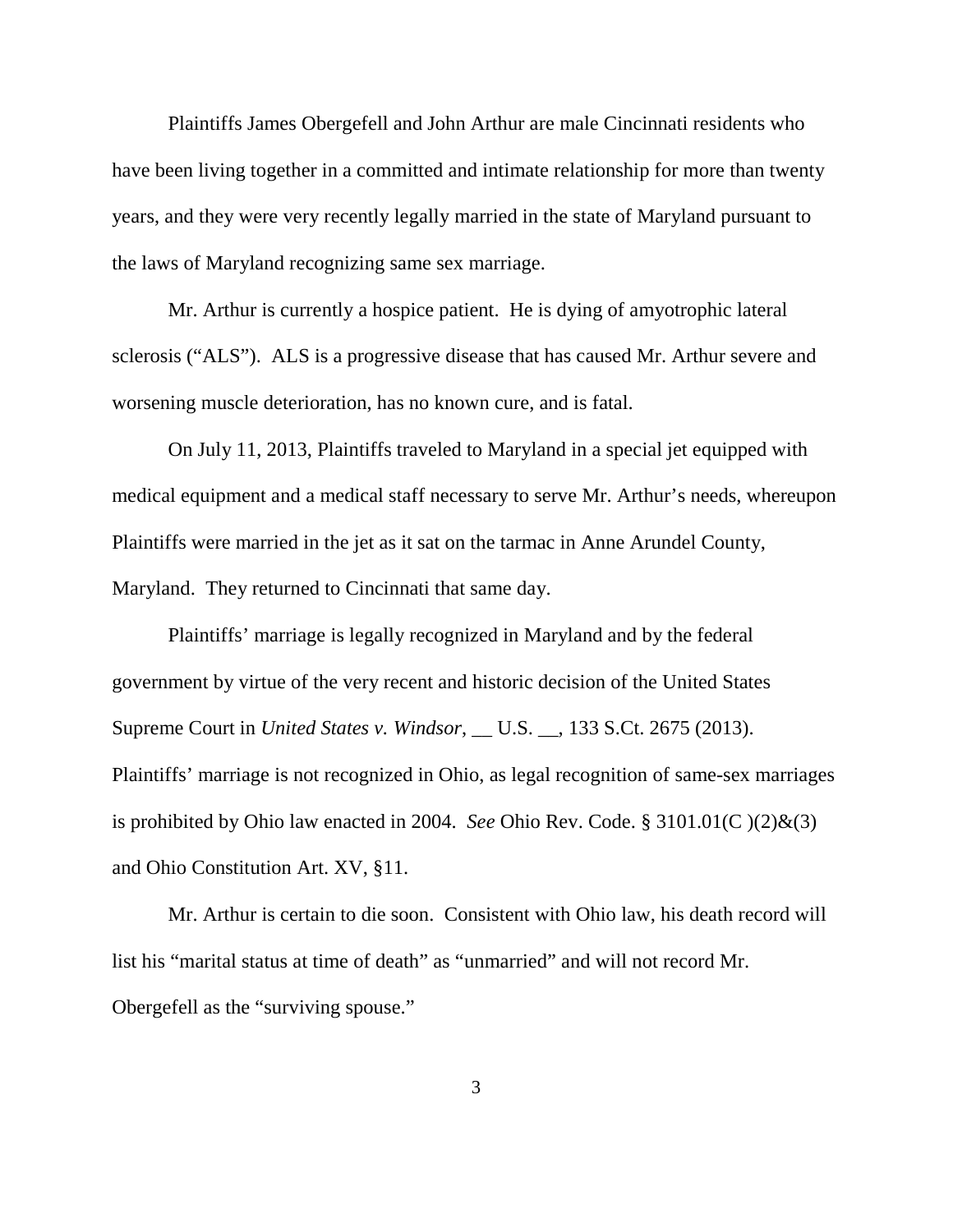Plaintiffs James Obergefell and John Arthur are male Cincinnati residents who have been living together in a committed and intimate relationship for more than twenty years, and they were very recently legally married in the state of Maryland pursuant to the laws of Maryland recognizing same sex marriage.

Mr. Arthur is currently a hospice patient. He is dying of amyotrophic lateral sclerosis ("ALS"). ALS is a progressive disease that has caused Mr. Arthur severe and worsening muscle deterioration, has no known cure, and is fatal.

On July 11, 2013, Plaintiffs traveled to Maryland in a special jet equipped with medical equipment and a medical staff necessary to serve Mr. Arthur's needs, whereupon Plaintiffs were married in the jet as it sat on the tarmac in Anne Arundel County, Maryland. They returned to Cincinnati that same day.

Plaintiffs' marriage is legally recognized in Maryland and by the federal government by virtue of the very recent and historic decision of the United States Supreme Court in *United States v. Windsor*, __ U.S. __, 133 S.Ct. 2675 (2013). Plaintiffs' marriage is not recognized in Ohio, as legal recognition of same-sex marriages is prohibited by Ohio law enacted in 2004. *See* Ohio Rev. Code. § 3101.01(C )(2)&(3) and Ohio Constitution Art. XV, §11.

Mr. Arthur is certain to die soon. Consistent with Ohio law, his death record will list his "marital status at time of death" as "unmarried" and will not record Mr. Obergefell as the "surviving spouse."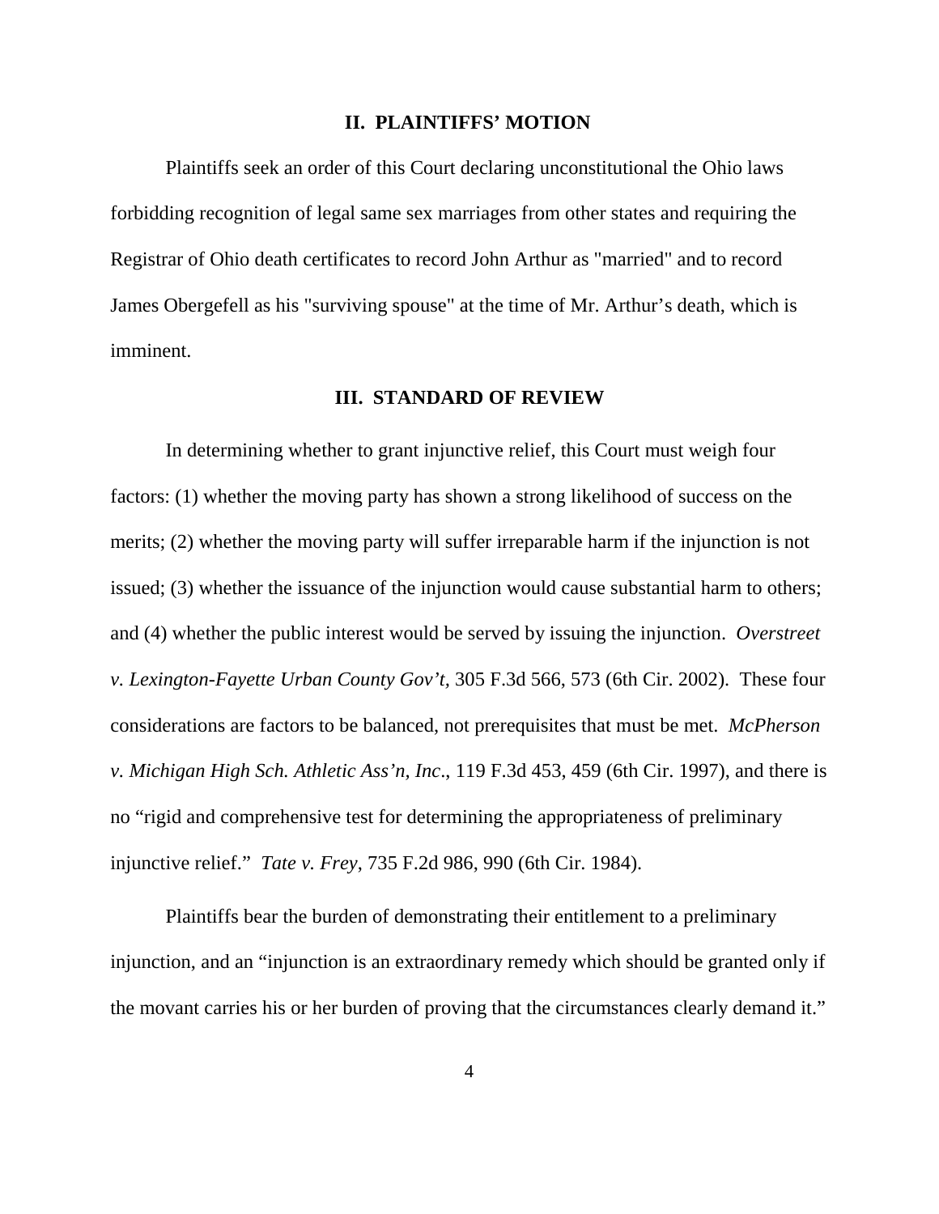## II. PLAINTIFFS' MOTION

Plaintiffs seek an order of this Court declaring unconstitutional the Ohio laws forbidding recognition of legal same sex marriages from other states and requiring the Registrar of Ohio death certificates to record John Arthur as "married" and to record James Obergefell as his "surviving spouse" at the time of Mr. Arthur's death, which is imminent.

## III. STANDARD OF REVIEW

In determining whether to grant injunctive relief, this Court must weigh four factors: (1) whether the moving party has shown a strong likelihood of success on the merits; (2) whether the moving party will suffer irreparable harm if the injunction is not issued; (3) whether the issuance of the injunction would cause substantial harm to others; and (4) whether the public interest would be served by issuing the injunction. *Overstreet v. Lexington-Fayette Urban County Gov't*, 305 F.3d 566, 573 (6th Cir. 2002). These four considerations are factors to be balanced, not prerequisites that must be met. *McPherson v. Michigan High Sch. Athletic Ass'n, Inc*., 119 F.3d 453, 459 (6th Cir. 1997), and there is no "rigid and comprehensive test for determining the appropriateness of preliminary injunctive relief." *Tate v. Frey*, 735 F.2d 986, 990 (6th Cir. 1984).

Plaintiffs bear the burden of demonstrating their entitlement to a preliminary injunction, and an "injunction is an extraordinary remedy which should be granted only if the movant carries his or her burden of proving that the circumstances clearly demand it."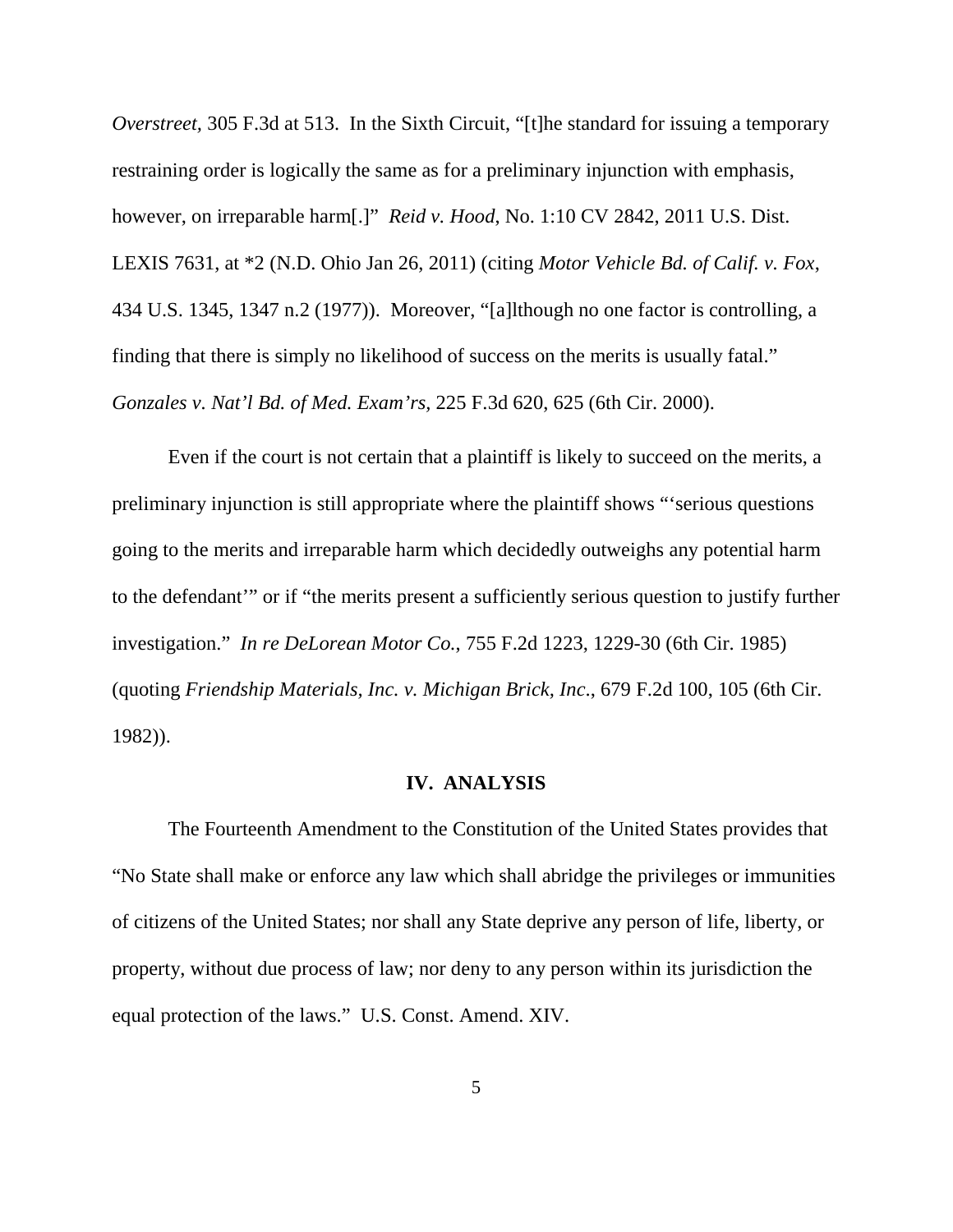*Overstreet*, 305 F.3d at 513. In the Sixth Circuit, "[t]he standard for issuing a temporary restraining order is logically the same as for a preliminary injunction with emphasis, however, on irreparable harm[.]" *Reid v. Hood*, No. 1:10 CV 2842, 2011 U.S. Dist. LEXIS 7631, at *2 (N.D. Ohio Jan 26, 2011) (citing *Motor Vehicle Bd. of Calif. v. Fox*, 434 U.S. 1345, 1347 n.2 (1977)). Moreover, "[a]lthough no one factor is controlling, a finding that there is simply no likelihood of success on the merits is usually fatal." *Gonzales v. Nat'l Bd. of Med. Exam'rs*, 225 F.3d 620, 625 (6th Cir. 2000).

Even if the court is not certain that a plaintiff is likely to succeed on the merits, a preliminary injunction is still appropriate where the plaintiff shows "'serious questions going to the merits and irreparable harm which decidedly outweighs any potential harm to the defendant'" or if "the merits present a sufficiently serious question to justify further investigation." *In re DeLorean Motor Co.*, 755 F.2d 1223, 1229-30 (6th Cir. 1985) (quoting *Friendship Materials, Inc. v. Michigan Brick, Inc*., 679 F.2d 100, 105 (6th Cir. 1982)).

## IV. ANALYSIS

The Fourteenth Amendment to the Constitution of the United States provides that "No State shall make or enforce any law which shall abridge the privileges or immunities of citizens of the United States; nor shall any State deprive any person of life, liberty, or property, without due process of law; nor deny to any person within its jurisdiction the equal protection of the laws." U.S. Const. Amend. XIV.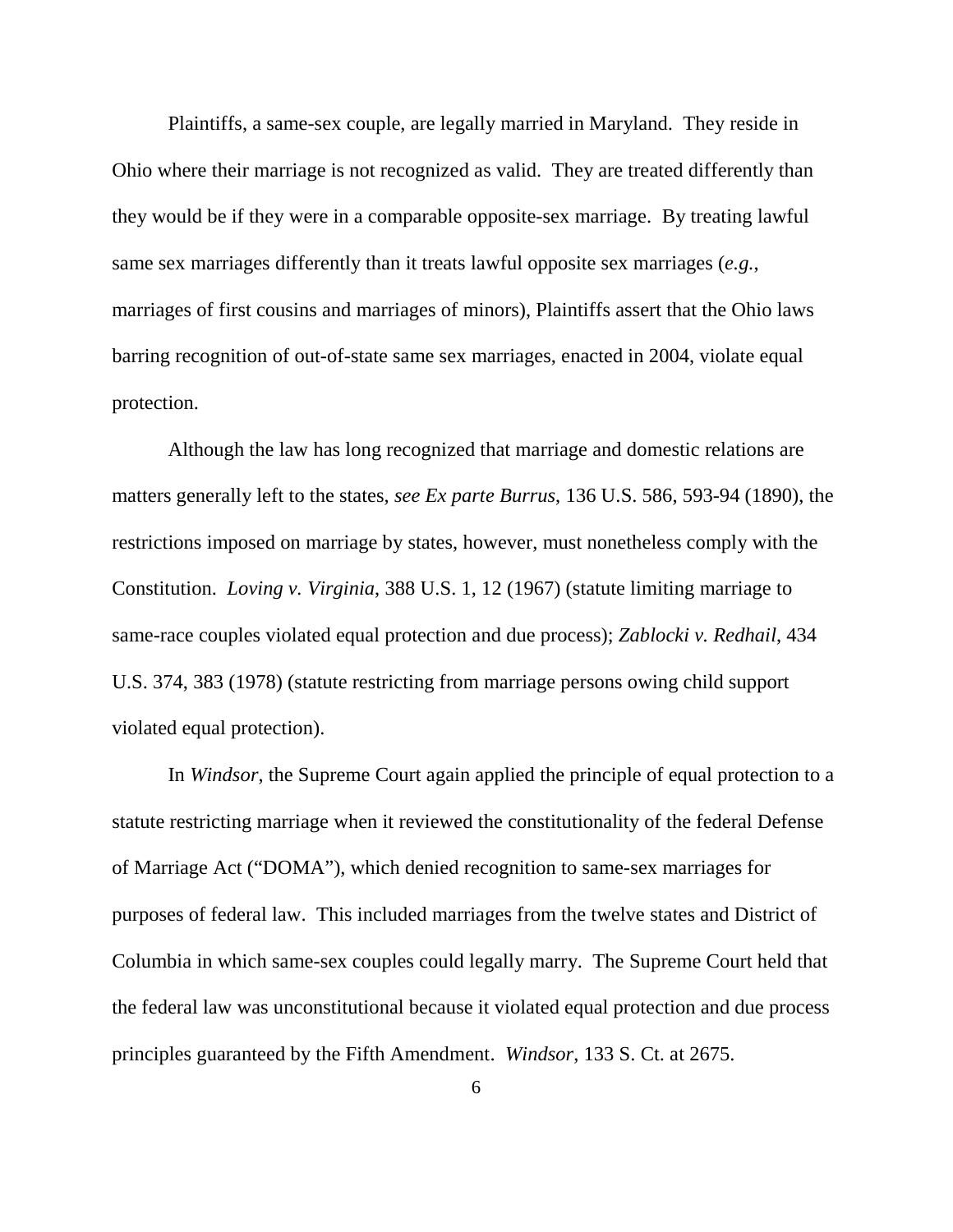Plaintiffs, a same-sex couple, are legally married in Maryland. They reside in Ohio where their marriage is not recognized as valid. They are treated differently than they would be if they were in a comparable opposite-sex marriage. By treating lawful same sex marriages differently than it treats lawful opposite sex marriages (*e.g.*, marriages of first cousins and marriages of minors), Plaintiffs assert that the Ohio laws barring recognition of out-of-state same sex marriages, enacted in 2004, violate equal protection.

Although the law has long recognized that marriage and domestic relations are matters generally left to the states, *see Ex parte Burrus*, 136 U.S. 586, 593-94 (1890), the restrictions imposed on marriage by states, however, must nonetheless comply with the Constitution. *Loving v. Virginia*, 388 U.S. 1, 12 (1967) (statute limiting marriage to same-race couples violated equal protection and due process); *Zablocki v. Redhail*, 434 U.S. 374, 383 (1978) (statute restricting from marriage persons owing child support violated equal protection).

In *Windsor*, the Supreme Court again applied the principle of equal protection to a statute restricting marriage when it reviewed the constitutionality of the federal Defense of Marriage Act ("DOMA"), which denied recognition to same-sex marriages for purposes of federal law. This included marriages from the twelve states and District of Columbia in which same-sex couples could legally marry. The Supreme Court held that the federal law was unconstitutional because it violated equal protection and due process principles guaranteed by the Fifth Amendment. *Windsor*, 133 S. Ct. at 2675.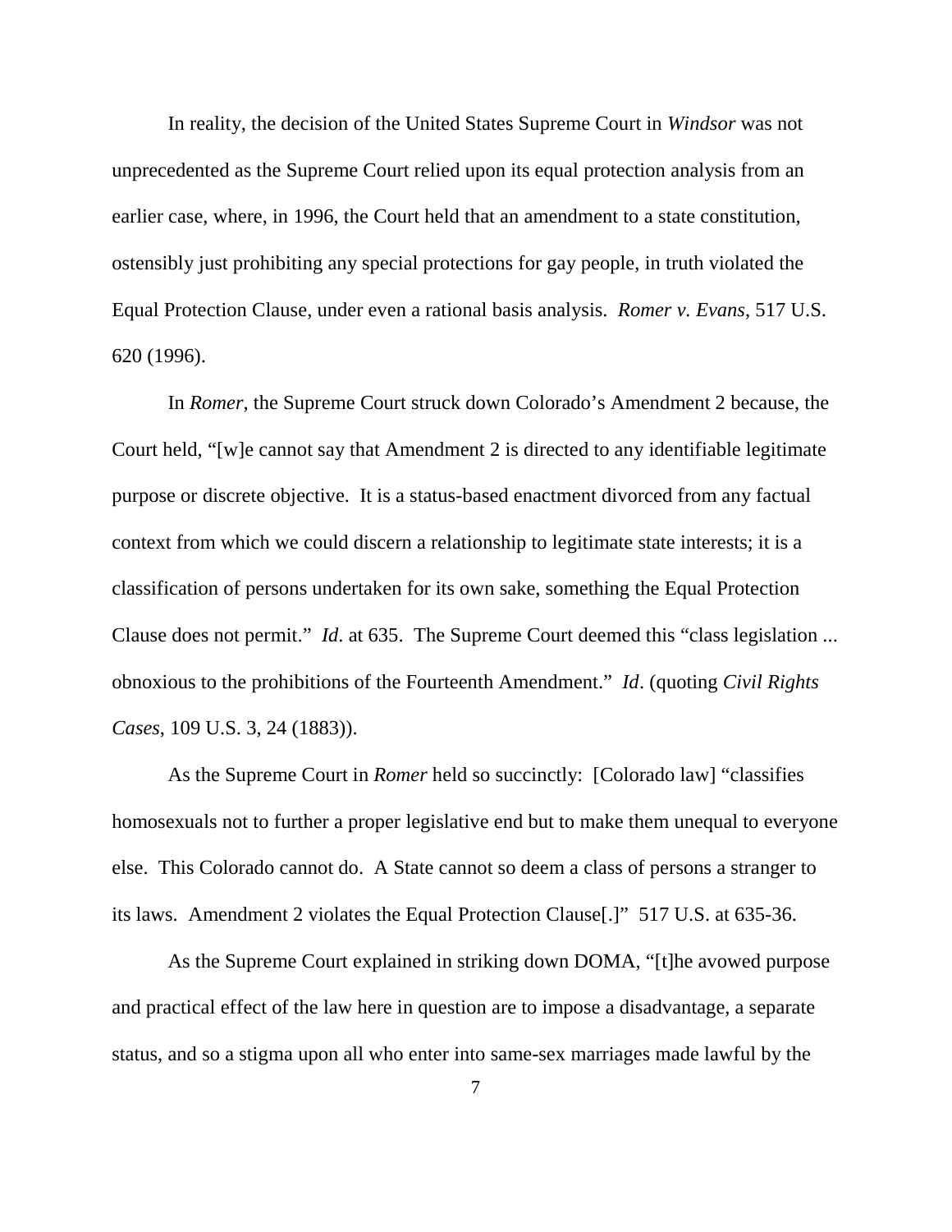In reality, the decision of the United States Supreme Court in *Windsor* was not unprecedented as the Supreme Court relied upon its equal protection analysis from an earlier case, where, in 1996, the Court held that an amendment to a state constitution, ostensibly just prohibiting any special protections for gay people, in truth violated the Equal Protection Clause, under even a rational basis analysis. *Romer v. Evans*, 517 U.S. 620 (1996).

In *Romer*, the Supreme Court struck down Colorado's Amendment 2 because, the Court held, "[w]e cannot say that Amendment 2 is directed to any identifiable legitimate purpose or discrete objective. It is a status-based enactment divorced from any factual context from which we could discern a relationship to legitimate state interests; it is a classification of persons undertaken for its own sake, something the Equal Protection Clause does not permit." *Id*. at 635. The Supreme Court deemed this "class legislation ... obnoxious to the prohibitions of the Fourteenth Amendment." *Id*. (quoting *Civil Rights Cases*, 109 U.S. 3, 24 (1883)).

As the Supreme Court in *Romer* held so succinctly: [Colorado law] "classifies homosexuals not to further a proper legislative end but to make them unequal to everyone else. This Colorado cannot do. A State cannot so deem a class of persons a stranger to its laws. Amendment 2 violates the Equal Protection Clause[.]" 517 U.S. at 635-36.

As the Supreme Court explained in striking down DOMA, "[t]he avowed purpose and practical effect of the law here in question are to impose a disadvantage, a separate status, and so a stigma upon all who enter into same-sex marriages made lawful by the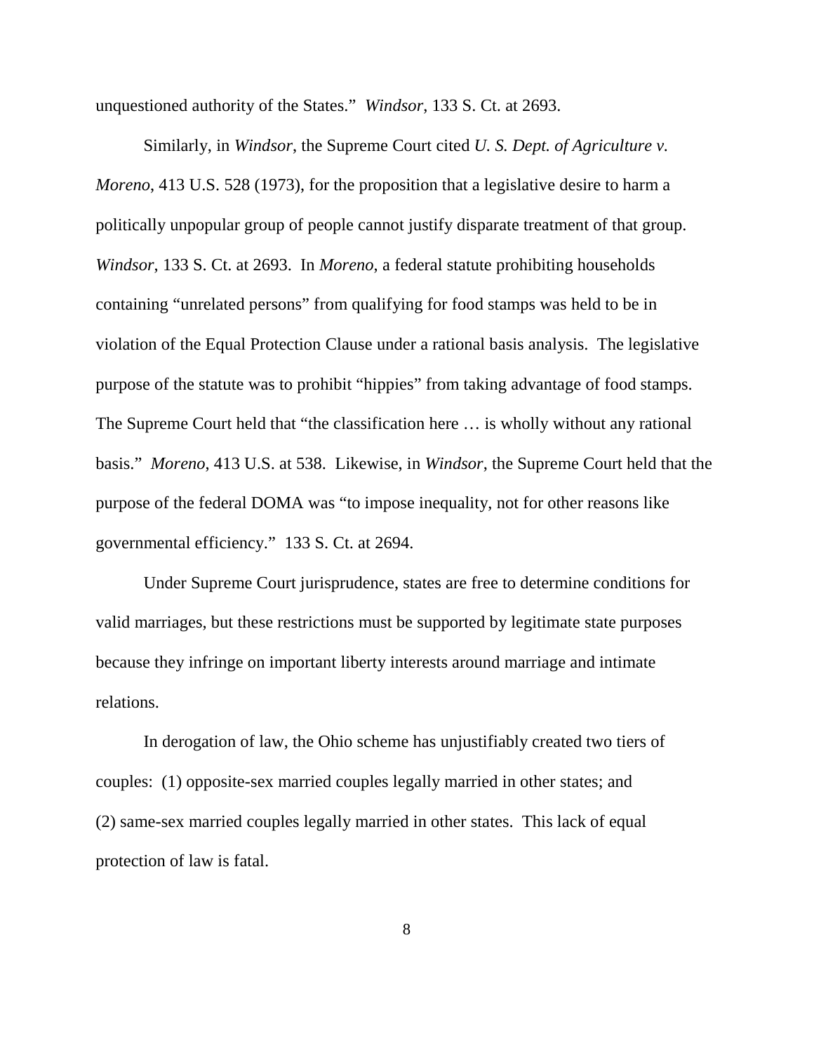unquestioned authority of the States." *Windsor*, 133 S. Ct. at 2693.

Similarly, in *Windsor*, the Supreme Court cited *U. S. Dept. of Agriculture v. Moreno*, 413 U.S. 528 (1973), for the proposition that a legislative desire to harm a politically unpopular group of people cannot justify disparate treatment of that group. *Windsor*, 133 S. Ct. at 2693. In *Moreno*, a federal statute prohibiting households containing "unrelated persons" from qualifying for food stamps was held to be in violation of the Equal Protection Clause under a rational basis analysis. The legislative purpose of the statute was to prohibit "hippies" from taking advantage of food stamps. The Supreme Court held that "the classification here … is wholly without any rational basis." *Moreno*, 413 U.S. at 538. Likewise, in *Windsor*, the Supreme Court held that the purpose of the federal DOMA was "to impose inequality, not for other reasons like governmental efficiency." 133 S. Ct. at 2694.

Under Supreme Court jurisprudence, states are free to determine conditions for valid marriages, but these restrictions must be supported by legitimate state purposes because they infringe on important liberty interests around marriage and intimate relations.

In derogation of law, the Ohio scheme has unjustifiably created two tiers of couples: (1) opposite-sex married couples legally married in other states; and (2) same-sex married couples legally married in other states. This lack of equal protection of law is fatal.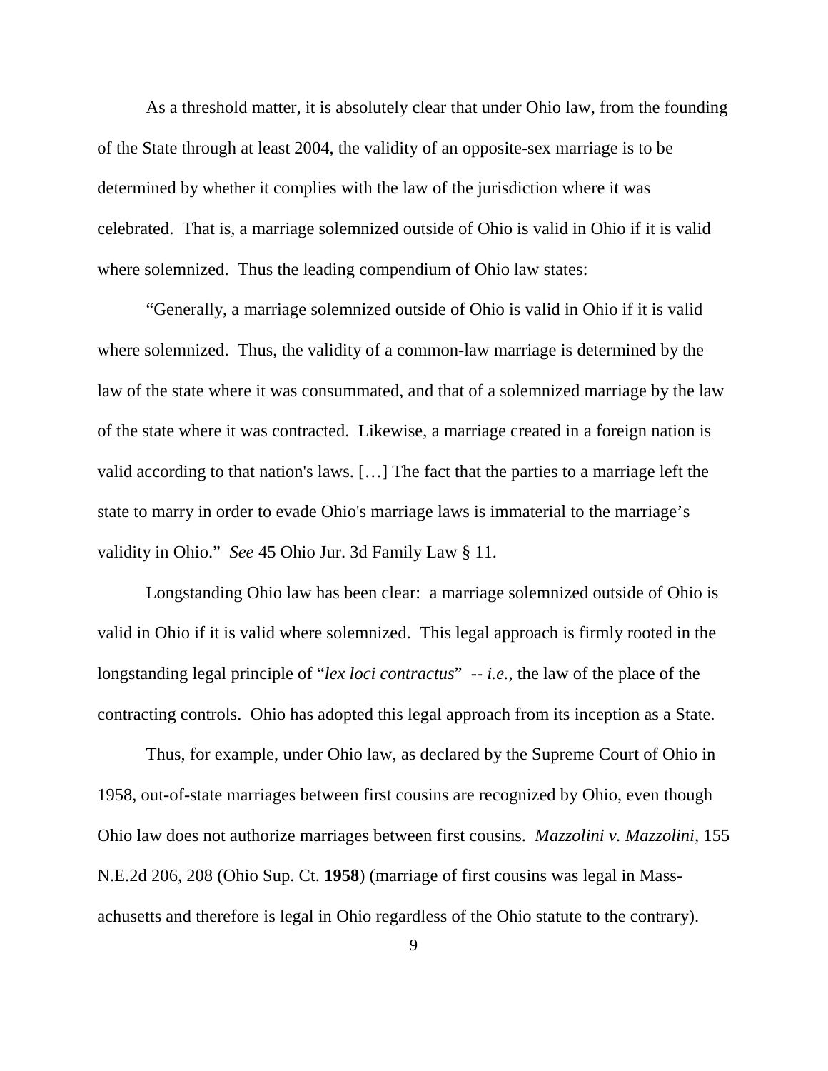As a threshold matter, it is absolutely clear that under Ohio law, from the founding of the State through at least 2004, the validity of an opposite-sex marriage is to be determined by whether it complies with the law of the jurisdiction where it was celebrated. That is, a marriage solemnized outside of Ohio is valid in Ohio if it is valid where solemnized. Thus the leading compendium of Ohio law states:

"Generally, a marriage solemnized outside of Ohio is valid in Ohio if it is valid where solemnized. Thus, the validity of a common-law marriage is determined by the law of the state where it was consummated, and that of a solemnized marriage by the law of the state where it was contracted. Likewise, a marriage created in a foreign nation is valid according to that nation's laws. […] The fact that the parties to a marriage left the state to marry in order to evade Ohio's marriage laws is immaterial to the marriage's validity in Ohio." *See* 45 Ohio Jur. 3d Family Law § 11.

Longstanding Ohio law has been clear: a marriage solemnized outside of Ohio is valid in Ohio if it is valid where solemnized. This legal approach is firmly rooted in the longstanding legal principle of "*lex loci contractus*" -- *i.e.*, the law of the place of the contracting controls. Ohio has adopted this legal approach from its inception as a State.

Thus, for example, under Ohio law, as declared by the Supreme Court of Ohio in 1958, out-of-state marriages between first cousins are recognized by Ohio, even though Ohio law does not authorize marriages between first cousins. *Mazzolini v. Mazzolini*, 155 N.E.2d 206, 208 (Ohio Sup. Ct. **1958**) (marriage of first cousins was legal in Massachusetts and therefore is legal in Ohio regardless of the Ohio statute to the contrary).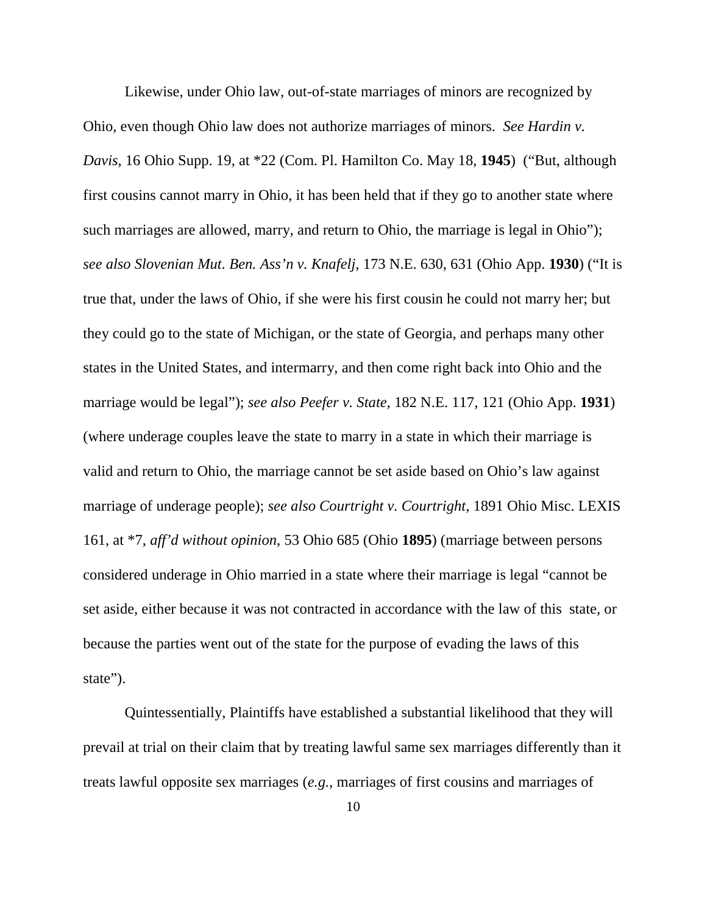Likewise, under Ohio law, out-of-state marriages of minors are recognized by Ohio, even though Ohio law does not authorize marriages of minors. *See Hardin v. Davis*, 16 Ohio Supp. 19, at *22 (Com. Pl. Hamilton Co. May 18, **1945**) ("But, although first cousins cannot marry in Ohio, it has been held that if they go to another state where such marriages are allowed, marry, and return to Ohio, the marriage is legal in Ohio"); *see also Slovenian Mut. Ben. Ass'n v. Knafelj*, 173 N.E. 630, 631 (Ohio App. **1930**) ("It is true that, under the laws of Ohio, if she were his first cousin he could not marry her; but they could go to the state of Michigan, or the state of Georgia, and perhaps many other states in the United States, and intermarry, and then come right back into Ohio and the marriage would be legal"); *see also Peefer v. State*, 182 N.E. 117, 121 (Ohio App. **1931**) (where underage couples leave the state to marry in a state in which their marriage is valid and return to Ohio, the marriage cannot be set aside based on Ohio's law against marriage of underage people); *see also Courtright v. Courtright*, 1891 Ohio Misc. LEXIS 161, at *7, *aff'd without opinion*, 53 Ohio 685 (Ohio **1895**) (marriage between persons considered underage in Ohio married in a state where their marriage is legal "cannot be set aside, either because it was not contracted in accordance with the law of this state, or because the parties went out of the state for the purpose of evading the laws of this state").

Quintessentially, Plaintiffs have established a substantial likelihood that they will prevail at trial on their claim that by treating lawful same sex marriages differently than it treats lawful opposite sex marriages (*e.g.*, marriages of first cousins and marriages of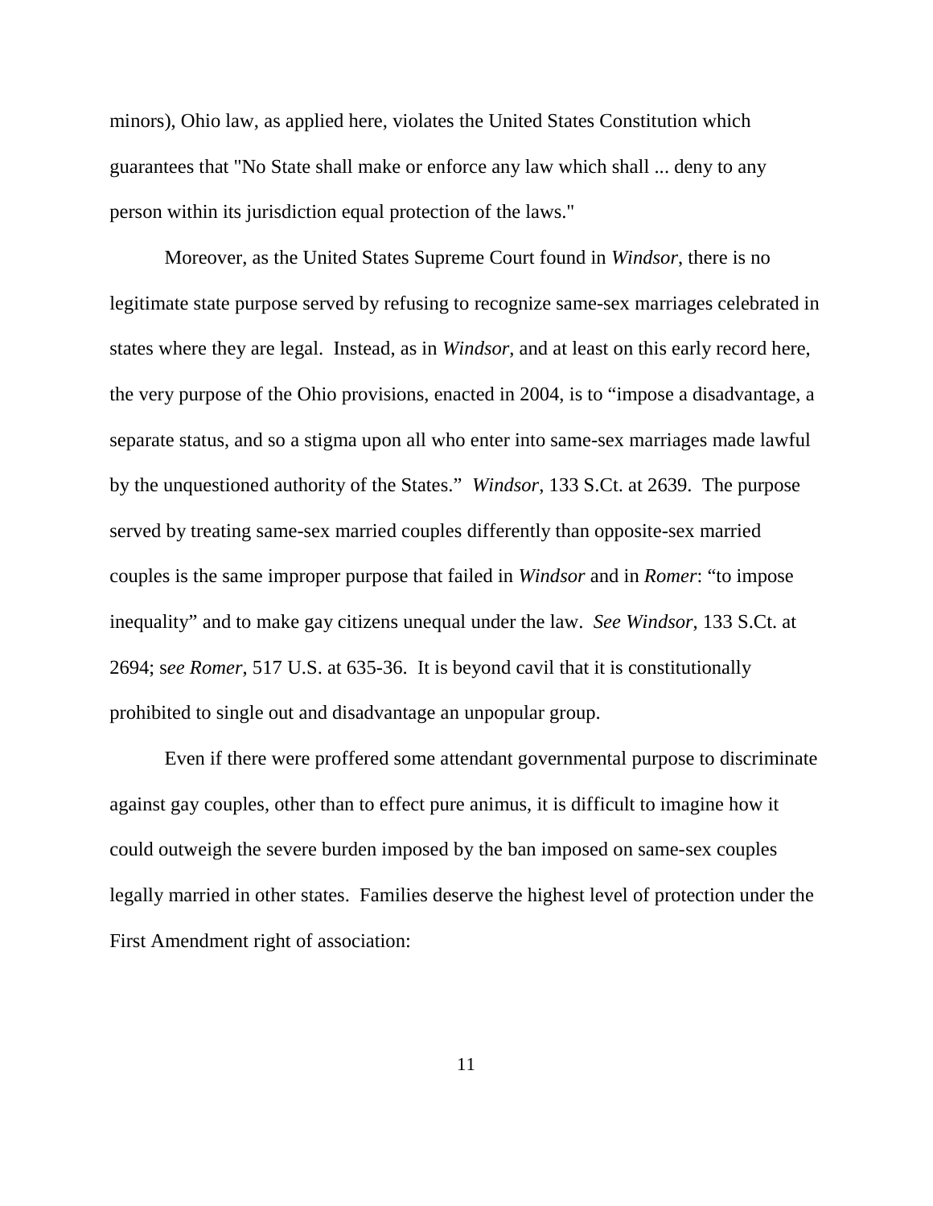minors), Ohio law, as applied here, violates the United States Constitution which guarantees that "No State shall make or enforce any law which shall ... deny to any person within its jurisdiction equal protection of the laws."

Moreover, as the United States Supreme Court found in *Windsor*, there is no legitimate state purpose served by refusing to recognize same-sex marriages celebrated in states where they are legal. Instead, as in *Windsor*, and at least on this early record here, the very purpose of the Ohio provisions, enacted in 2004, is to "impose a disadvantage, a separate status, and so a stigma upon all who enter into same-sex marriages made lawful by the unquestioned authority of the States." *Windsor*, 133 S.Ct. at 2639. The purpose served by treating same-sex married couples differently than opposite-sex married couples is the same improper purpose that failed in *Windsor* and in *Romer*: "to impose inequality" and to make gay citizens unequal under the law. *See Windsor*, 133 S.Ct. at 2694; s*ee Romer*, 517 U.S. at 635-36. It is beyond cavil that it is constitutionally prohibited to single out and disadvantage an unpopular group.

Even if there were proffered some attendant governmental purpose to discriminate against gay couples, other than to effect pure animus, it is difficult to imagine how it could outweigh the severe burden imposed by the ban imposed on same-sex couples legally married in other states. Families deserve the highest level of protection under the First Amendment right of association: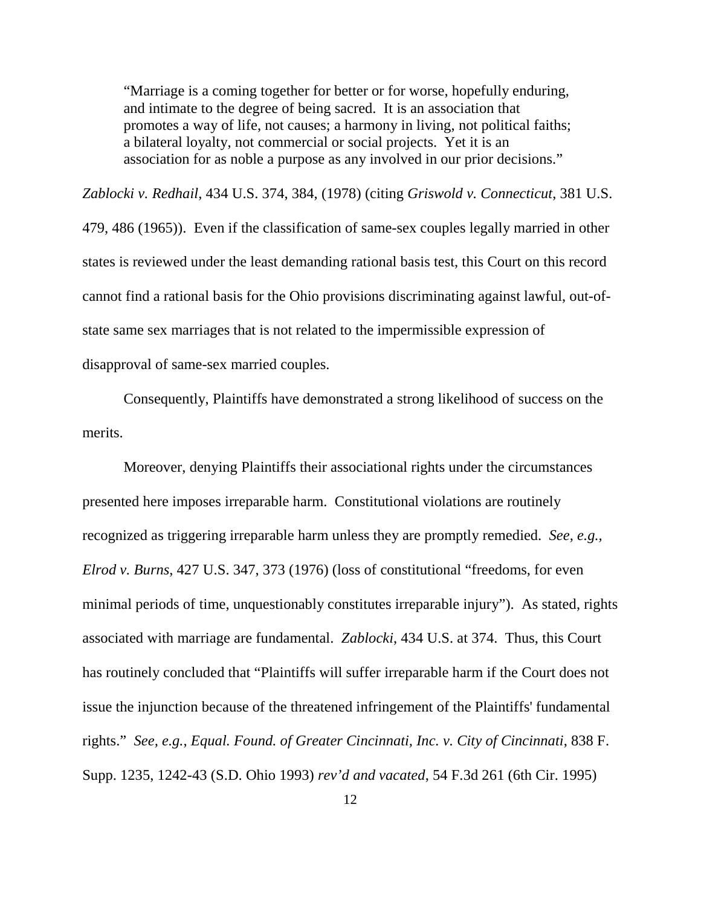> "Marriage is a coming together for better or for worse, hopefully enduring, and intimate to the degree of being sacred. It is an association that promotes a way of life, not causes; a harmony in living, not political faiths; a bilateral loyalty, not commercial or social projects. Yet it is an association for as noble a purpose as any involved in our prior decisions."

*Zablocki v. Redhail*, 434 U.S. 374, 384, (1978) (citing *Griswold v. Connecticut*, 381 U.S. 479, 486 (1965)). Even if the classification of same-sex couples legally married in other states is reviewed under the least demanding rational basis test, this Court on this record cannot find a rational basis for the Ohio provisions discriminating against lawful, out-of-state same sex marriages that is not related to the impermissible expression of disapproval of same-sex married couples.

Consequently, Plaintiffs have demonstrated a strong likelihood of success on the merits.

Moreover, denying Plaintiffs their associational rights under the circumstances presented here imposes irreparable harm. Constitutional violations are routinely recognized as triggering irreparable harm unless they are promptly remedied. *See, e.g., Elrod v. Burns*, 427 U.S. 347, 373 (1976) (loss of constitutional "freedoms, for even minimal periods of time, unquestionably constitutes irreparable injury"). As stated, rights associated with marriage are fundamental. *Zablocki*, 434 U.S. at 374. Thus, this Court has routinely concluded that "Plaintiffs will suffer irreparable harm if the Court does not issue the injunction because of the threatened infringement of the Plaintiffs' fundamental rights." *See, e.g., Equal. Found. of Greater Cincinnati, Inc. v. City of Cincinnati*, 838 F. Supp. 1235, 1242-43 (S.D. Ohio 1993) *rev'd and vacated*, 54 F.3d 261 (6th Cir. 1995)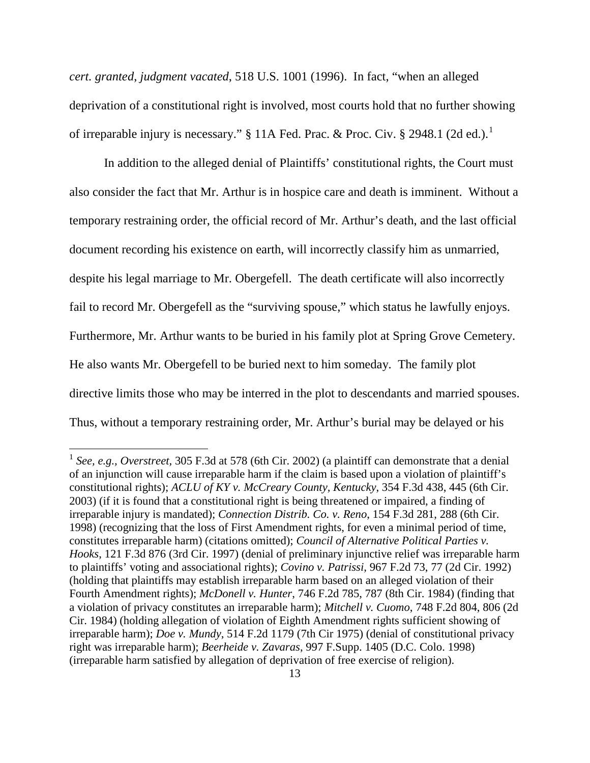*cert. granted*, *judgment vacated*, 518 U.S. 1001 (1996). In fact, "when an alleged deprivation of a constitutional right is involved, most courts hold that no further showing of irreparable injury is necessary." § 11A Fed. Prac. & Proc. Civ. § 2948.1 (2d ed.).[1]

In addition to the alleged denial of Plaintiffs' constitutional rights, the Court must also consider the fact that Mr. Arthur is in hospice care and death is imminent. Without a temporary restraining order, the official record of Mr. Arthur's death, and the last official document recording his existence on earth, will incorrectly classify him as unmarried, despite his legal marriage to Mr. Obergefell. The death certificate will also incorrectly fail to record Mr. Obergefell as the "surviving spouse," which status he lawfully enjoys. Furthermore, Mr. Arthur wants to be buried in his family plot at Spring Grove Cemetery. He also wants Mr. Obergefell to be buried next to him someday. The family plot directive limits those who may be interred in the plot to descendants and married spouses. Thus, without a temporary restraining order, Mr. Arthur's burial may be delayed or his

[1] *See, e.g., Overstreet*, 305 F.3d at 578 (6th Cir. 2002) (a plaintiff can demonstrate that a denial of an injunction will cause irreparable harm if the claim is based upon a violation of plaintiff's constitutional rights); *ACLU of KY v. McCreary County, Kentucky*, 354 F.3d 438, 445 (6th Cir. 2003) (if it is found that a constitutional right is being threatened or impaired, a finding of irreparable injury is mandated); *Connection Distrib. Co. v. Reno*, 154 F.3d 281, 288 (6th Cir. 1998) (recognizing that the loss of First Amendment rights, for even a minimal period of time, constitutes irreparable harm) (citations omitted); *Council of Alternative Political Parties v. Hooks*, 121 F.3d 876 (3rd Cir. 1997) (denial of preliminary injunctive relief was irreparable harm to plaintiffs' voting and associational rights); *Covino v. Patrissi*, 967 F.2d 73, 77 (2d Cir. 1992) (holding that plaintiffs may establish irreparable harm based on an alleged violation of their Fourth Amendment rights); *McDonell v. Hunter*, 746 F.2d 785, 787 (8th Cir. 1984) (finding that a violation of privacy constitutes an irreparable harm); *Mitchell v. Cuomo*, 748 F.2d 804, 806 (2d Cir. 1984) (holding allegation of violation of Eighth Amendment rights sufficient showing of irreparable harm); *Doe v. Mundy*, 514 F.2d 1179 (7th Cir 1975) (denial of constitutional privacy right was irreparable harm); *Beerheide v. Zavaras*, 997 F.Supp. 1405 (D.C. Colo. 1998) (irreparable harm satisfied by allegation of deprivation of free exercise of religion).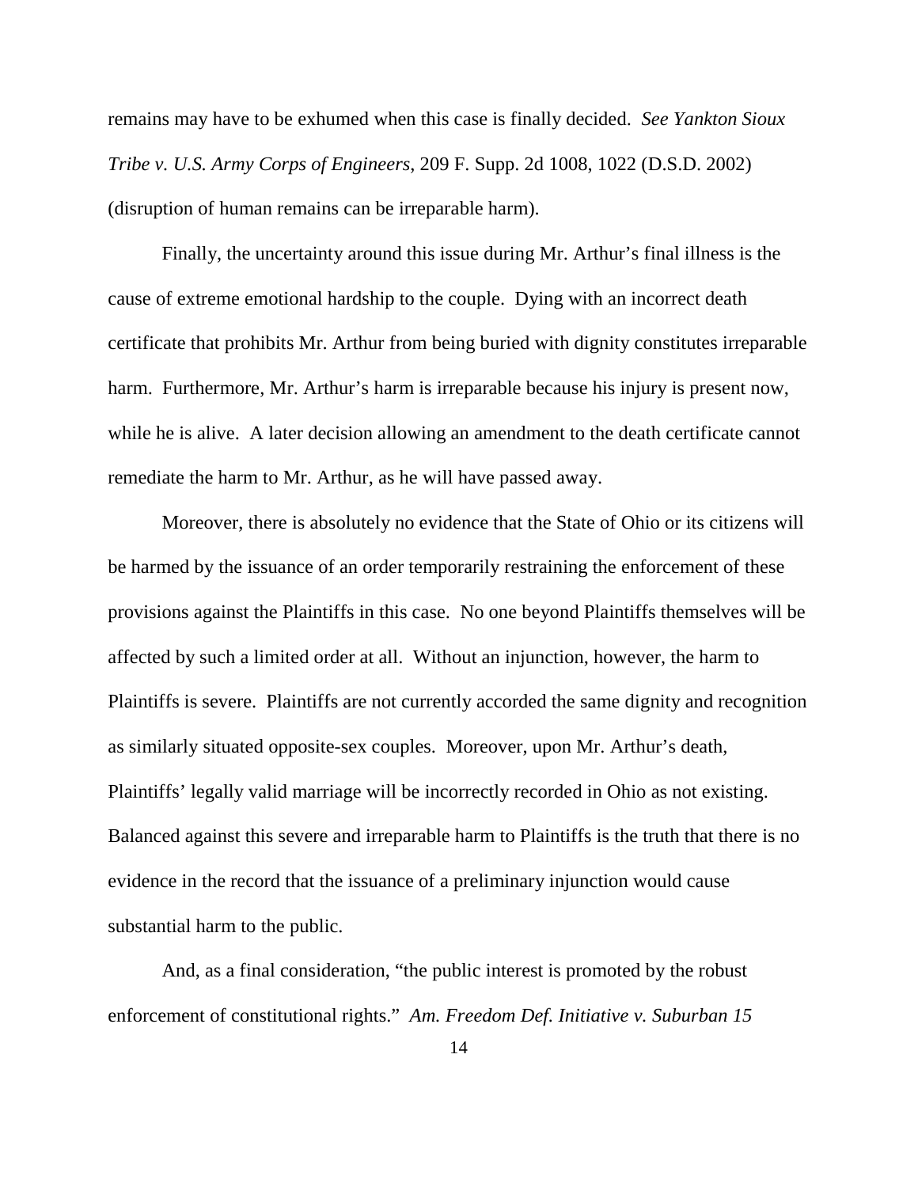remains may have to be exhumed when this case is finally decided. *See Yankton Sioux Tribe v. U.S. Army Corps of Engineers*, 209 F. Supp. 2d 1008, 1022 (D.S.D. 2002) (disruption of human remains can be irreparable harm).

Finally, the uncertainty around this issue during Mr. Arthur's final illness is the cause of extreme emotional hardship to the couple. Dying with an incorrect death certificate that prohibits Mr. Arthur from being buried with dignity constitutes irreparable harm. Furthermore, Mr. Arthur's harm is irreparable because his injury is present now, while he is alive. A later decision allowing an amendment to the death certificate cannot remediate the harm to Mr. Arthur, as he will have passed away.

Moreover, there is absolutely no evidence that the State of Ohio or its citizens will be harmed by the issuance of an order temporarily restraining the enforcement of these provisions against the Plaintiffs in this case. No one beyond Plaintiffs themselves will be affected by such a limited order at all. Without an injunction, however, the harm to Plaintiffs is severe. Plaintiffs are not currently accorded the same dignity and recognition as similarly situated opposite-sex couples. Moreover, upon Mr. Arthur's death, Plaintiffs' legally valid marriage will be incorrectly recorded in Ohio as not existing. Balanced against this severe and irreparable harm to Plaintiffs is the truth that there is no evidence in the record that the issuance of a preliminary injunction would cause substantial harm to the public.

And, as a final consideration, "the public interest is promoted by the robust enforcement of constitutional rights." *Am. Freedom Def. Initiative v. Suburban 15*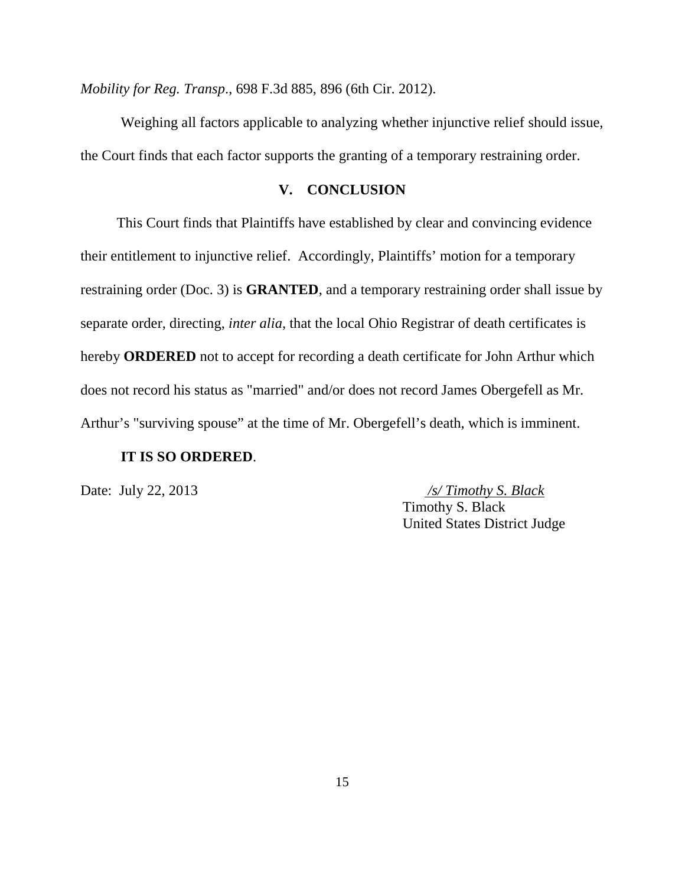*Mobility for Reg. Transp.*, 698 F.3d 885, 896 (6th Cir. 2012).

Weighing all factors applicable to analyzing whether injunctive relief should issue, the Court finds that each factor supports the granting of a temporary restraining order.

## V. CONCLUSION

This Court finds that Plaintiffs have established by clear and convincing evidence their entitlement to injunctive relief. Accordingly, Plaintiffs' motion for a temporary restraining order (Doc. 3) is **GRANTED**, and a temporary restraining order shall issue by separate order, directing, *inter alia*, that the local Ohio Registrar of death certificates is hereby **ORDERED** not to accept for recording a death certificate for John Arthur which does not record his status as "married" and/or does not record James Obergefell as Mr. Arthur's "surviving spouse" at the time of Mr. Obergefell's death, which is imminent.

**IT IS SO ORDERED**.

Date: July 22, 2013

*/s/ Timothy S. Black*
Timothy S. Black
United States District Judge